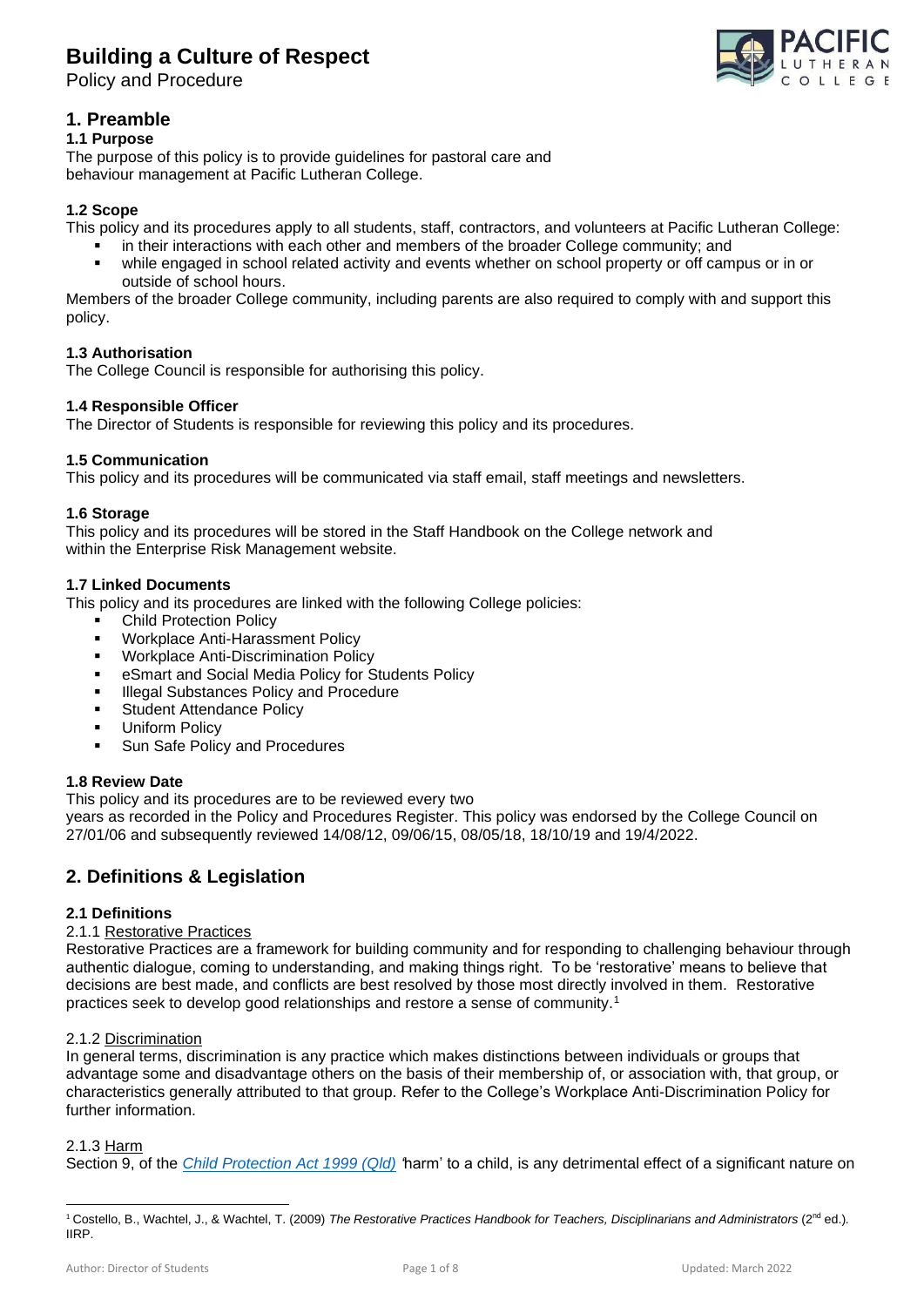# Building a Culture of Respect

Policy and Procedure

## 1. Preamble

### 1.1 Purpose

The purpose of this policy is to provide guidelines for pastoral care and behaviour management at Pacific Lutheran College.

### 1.2 Scope

This policy and its procedures apply to all students, staff, contractors, and volunteers at Pacific Lutheran College:

- in their interactions with each other and members of the broader College community; and
- while engaged in school related activity and events whether on school property or off campus or in or outside of school hours.

Members of the broader College community, including parents are also required to comply with and support this policy.

### 1.3 Authorisation

The College Council is responsible for authorising this policy.

### 1.4 Responsible Officer

The Director of Students is responsible for reviewing this policy and its procedures.

### 1.5 Communication

This policy and its procedures will be communicated via staff email, staff meetings and newsletters.

### 1.6 Storage

This policy and its procedures will be stored in the Staff Handbook on the College network and within the Enterprise Risk Management website.

### 1.7 Linked Documents

This policy and its procedures are linked with the following College policies:

- Child Protection Policy
- Workplace Anti-Harassment Policy
- Workplace Anti-Discrimination Policy
- eSmart and Social Media Policy for Students Policy
- Illegal Substances Policy and Procedure
- Student Attendance Policy
- Uniform Policy
- Sun Safe Policy and Procedures

### 1.8 Review Date

This policy and its procedures are to be reviewed every two years as recorded in the Policy and Procedures Register. This policy was endorsed by the College Council on 27/01/06 and subsequently reviewed 14/08/12, 09/06/15, 08/05/18, 18/10/19 and 19/4/2022.

## 2. Definitions & Legislation

### 2.1 Definitions

2.1.1 Restorative Practices

Restorative Practices are a framework for building community and for responding to challenging behaviour through authentic dialogue, coming to understanding, and making things right. To be 'restorative' means to believe that decisions are best made, and conflicts are best resolved by those most directly involved in them. Restorative practices seek to develop good relationships and restore a sense of community.[1]

2.1.2 Discrimination

In general terms, discrimination is any practice which makes distinctions between individuals or groups that advantage some and disadvantage others on the basis of their membership of, or association with, that group, or characteristics generally attributed to that group. Refer to the College's Workplace Anti-Discrimination Policy for further information.

2.1.3 Harm

Section 9, of the *Child Protection Act 1999 (Qld)* 'harm' to a child, is any detrimental effect of a significant nature on

---

[1] Costello, B., Wachtel, J., & Wachtel, T. (2009) *The Restorative Practices Handbook for Teachers, Disciplinarians and Administrators* (2nd ed.). IIRP.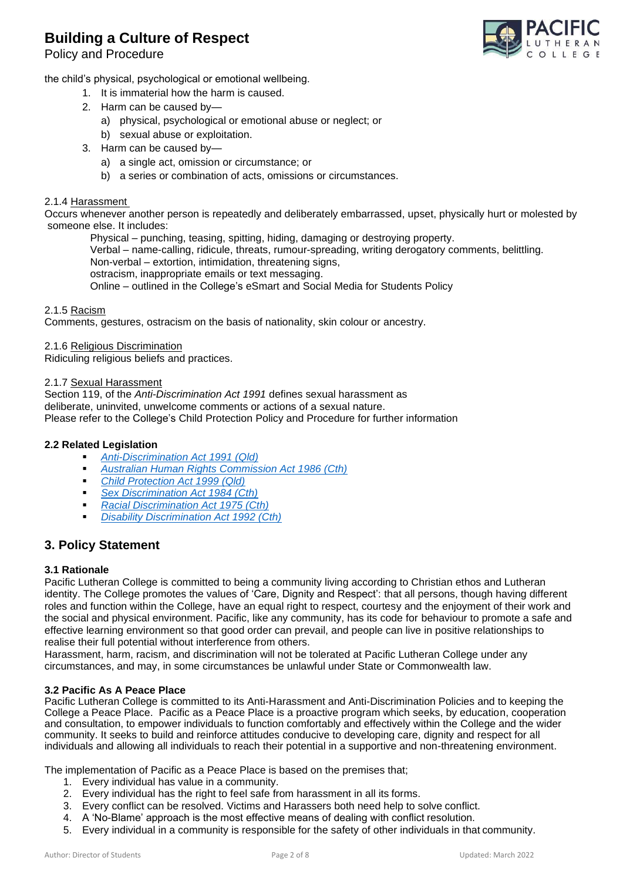the child's physical, psychological or emotional wellbeing.

1. It is immaterial how the harm is caused.
2. Harm can be caused by—
   a) physical, psychological or emotional abuse or neglect; or
   b) sexual abuse or exploitation.
3. Harm can be caused by—
   a) a single act, omission or circumstance; or
   b) a series or combination of acts, omissions or circumstances.

2.1.4 Harassment

Occurs whenever another person is repeatedly and deliberately embarrassed, upset, physically hurt or molested by someone else. It includes:

Physical – punching, teasing, spitting, hiding, damaging or destroying property.
Verbal – name-calling, ridicule, threats, rumour-spreading, writing derogatory comments, belittling.
Non-verbal – extortion, intimidation, threatening signs,
ostracism, inappropriate emails or text messaging.
Online – outlined in the College's eSmart and Social Media for Students Policy

2.1.5 Racism

Comments, gestures, ostracism on the basis of nationality, skin colour or ancestry.

2.1.6 Religious Discrimination

Ridiculing religious beliefs and practices.

2.1.7 Sexual Harassment

Section 119, of the *Anti-Discrimination Act 1991* defines sexual harassment as deliberate, uninvited, unwelcome comments or actions of a sexual nature.
Please refer to the College's Child Protection Policy and Procedure for further information

**2.2 Related Legislation**

- *Anti-Discrimination Act 1991 (Qld)*
- *Australian Human Rights Commission Act 1986 (Cth)*
- *Child Protection Act 1999 (Qld)*
- *Sex Discrimination Act 1984 (Cth)*
- *Racial Discrimination Act 1975 (Cth)*
- *Disability Discrimination Act 1992 (Cth)*

## 3. Policy Statement

**3.1 Rationale**

Pacific Lutheran College is committed to being a community living according to Christian ethos and Lutheran identity. The College promotes the values of 'Care, Dignity and Respect': that all persons, though having different roles and function within the College, have an equal right to respect, courtesy and the enjoyment of their work and the social and physical environment. Pacific, like any community, has its code for behaviour to promote a safe and effective learning environment so that good order can prevail, and people can live in positive relationships to realise their full potential without interference from others.
Harassment, harm, racism, and discrimination will not be tolerated at Pacific Lutheran College under any circumstances, and may, in some circumstances be unlawful under State or Commonwealth law.

**3.2 Pacific As A Peace Place**

Pacific Lutheran College is committed to its Anti-Harassment and Anti-Discrimination Policies and to keeping the College a Peace Place. Pacific as a Peace Place is a proactive program which seeks, by education, cooperation and consultation, to empower individuals to function comfortably and effectively within the College and the wider community. It seeks to build and reinforce attitudes conducive to developing care, dignity and respect for all individuals and allowing all individuals to reach their potential in a supportive and non-threatening environment.

The implementation of Pacific as a Peace Place is based on the premises that;

1. Every individual has value in a community.
2. Every individual has the right to feel safe from harassment in all its forms.
3. Every conflict can be resolved. Victims and Harassers both need help to solve conflict.
4. A 'No-Blame' approach is the most effective means of dealing with conflict resolution.
5. Every individual in a community is responsible for the safety of other individuals in that community.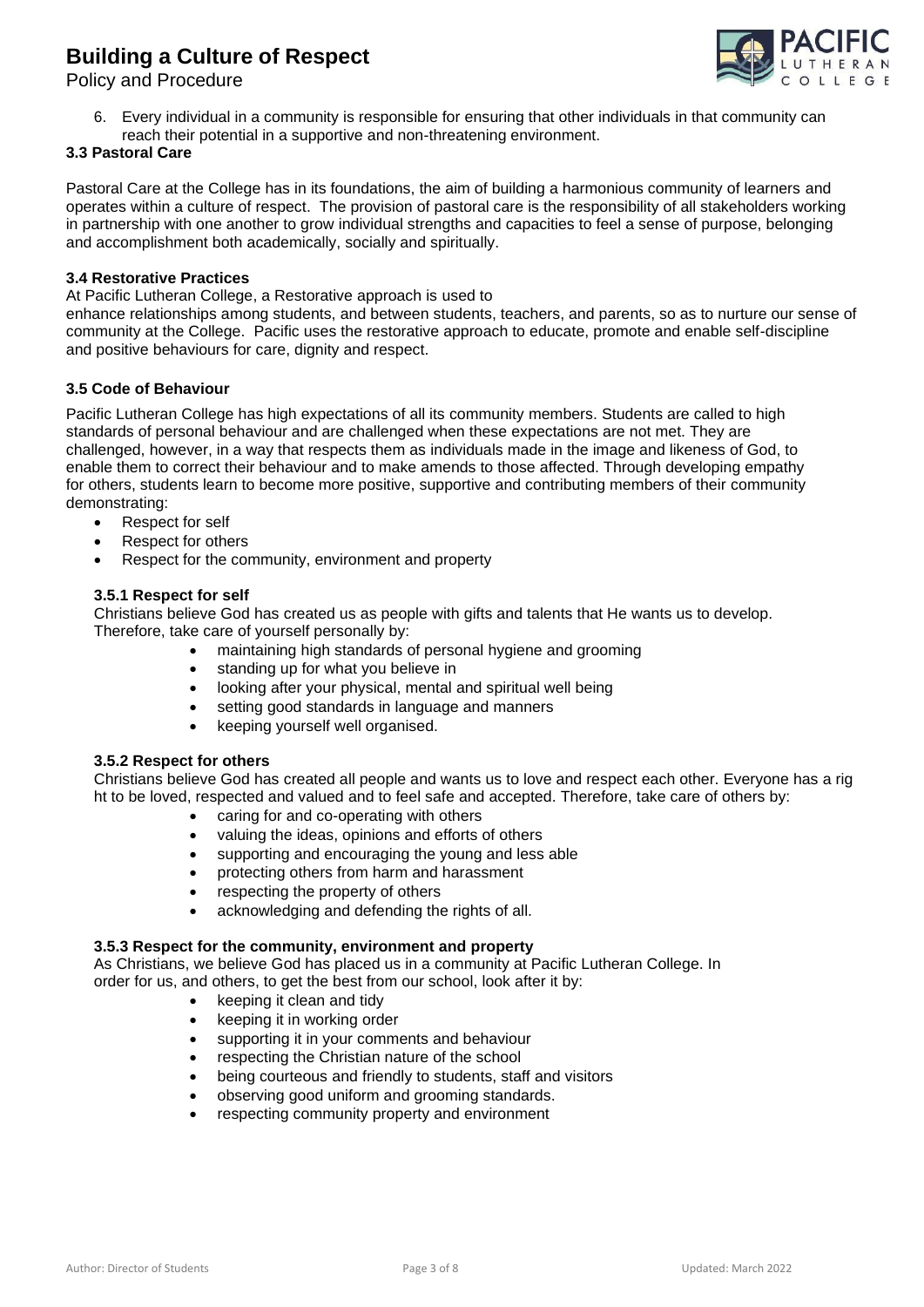6. Every individual in a community is responsible for ensuring that other individuals in that community can reach their potential in a supportive and non-threatening environment.

### 3.3 Pastoral Care

Pastoral Care at the College has in its foundations, the aim of building a harmonious community of learners and operates within a culture of respect. The provision of pastoral care is the responsibility of all stakeholders working in partnership with one another to grow individual strengths and capacities to feel a sense of purpose, belonging and accomplishment both academically, socially and spiritually.

### 3.4 Restorative Practices

At Pacific Lutheran College, a Restorative approach is used to enhance relationships among students, and between students, teachers, and parents, so as to nurture our sense of community at the College. Pacific uses the restorative approach to educate, promote and enable self-discipline and positive behaviours for care, dignity and respect.

### 3.5 Code of Behaviour

Pacific Lutheran College has high expectations of all its community members. Students are called to high standards of personal behaviour and are challenged when these expectations are not met. They are challenged, however, in a way that respects them as individuals made in the image and likeness of God, to enable them to correct their behaviour and to make amends to those affected. Through developing empathy for others, students learn to become more positive, supportive and contributing members of their community demonstrating:

- Respect for self
- Respect for others
- Respect for the community, environment and property

#### 3.5.1 Respect for self

Christians believe God has created us as people with gifts and talents that He wants us to develop. Therefore, take care of yourself personally by:

- maintaining high standards of personal hygiene and grooming
- standing up for what you believe in
- looking after your physical, mental and spiritual well being
- setting good standards in language and manners
- keeping yourself well organised.

#### 3.5.2 Respect for others

Christians believe God has created all people and wants us to love and respect each other. Everyone has a rig ht to be loved, respected and valued and to feel safe and accepted. Therefore, take care of others by:

- caring for and co-operating with others
- valuing the ideas, opinions and efforts of others
- supporting and encouraging the young and less able
- protecting others from harm and harassment
- respecting the property of others
- acknowledging and defending the rights of all.

#### 3.5.3 Respect for the community, environment and property

As Christians, we believe God has placed us in a community at Pacific Lutheran College. In order for us, and others, to get the best from our school, look after it by:

- keeping it clean and tidy
- keeping it in working order
- supporting it in your comments and behaviour
- respecting the Christian nature of the school
- being courteous and friendly to students, staff and visitors
- observing good uniform and grooming standards.
- respecting community property and environment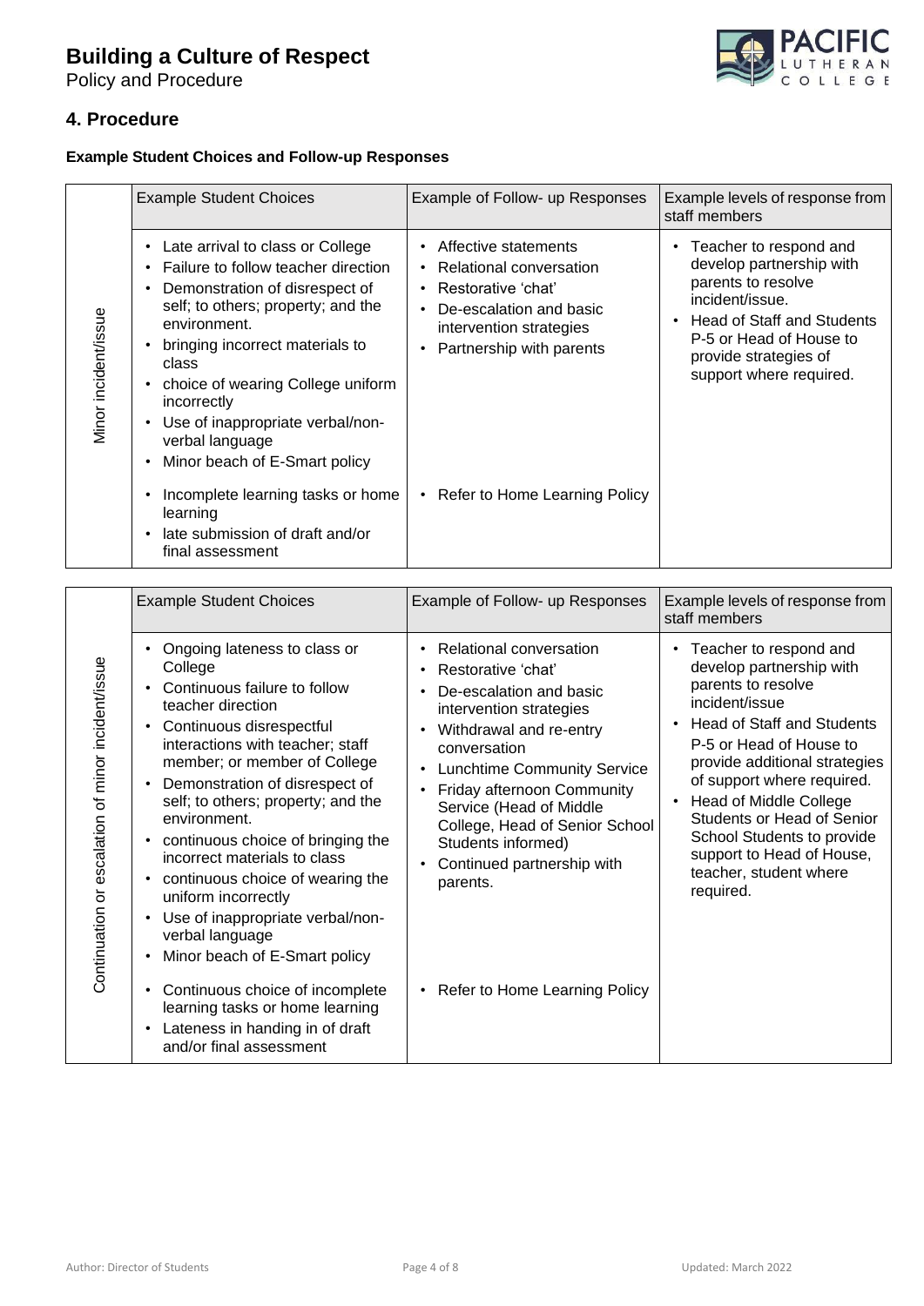# Building a Culture of Respect

Policy and Procedure

## 4. Procedure

**Example Student Choices and Follow-up Responses**

| | Example Student Choices | Example of Follow- up Responses | Example levels of response from staff members |
|---|---|---|---|
| Minor incident/issue | • Late arrival to class or College<br>• Failure to follow teacher direction<br>• Demonstration of disrespect of self; to others; property; and the environment.<br>• bringing incorrect materials to class<br>• choice of wearing College uniform incorrectly<br>• Use of inappropriate verbal/non-verbal language<br>• Minor beach of E-Smart policy | • Affective statements<br>• Relational conversation<br>• Restorative 'chat'<br>• De-escalation and basic intervention strategies<br>• Partnership with parents | • Teacher to respond and develop partnership with parents to resolve incident/issue.<br>• Head of Staff and Students P-5 or Head of House to provide strategies of support where required. |
| | • Incomplete learning tasks or home learning<br>• late submission of draft and/or final assessment | • Refer to Home Learning Policy | |

| | Example Student Choices | Example of Follow- up Responses | Example levels of response from staff members |
|---|---|---|---|
| Continuation or escalation of minor incident/issue | • Ongoing lateness to class or College<br>• Continuous failure to follow teacher direction<br>• Continuous disrespectful interactions with teacher; staff member; or member of College<br>• Demonstration of disrespect of self; to others; property; and the environment.<br>• continuous choice of bringing the incorrect materials to class<br>• continuous choice of wearing the uniform incorrectly<br>• Use of inappropriate verbal/non-verbal language<br>• Minor beach of E-Smart policy | • Relational conversation<br>• Restorative 'chat'<br>• De-escalation and basic intervention strategies<br>• Withdrawal and re-entry conversation<br>• Lunchtime Community Service<br>• Friday afternoon Community Service (Head of Middle College, Head of Senior School Students informed)<br>• Continued partnership with parents. | • Teacher to respond and develop partnership with parents to resolve incident/issue<br>• Head of Staff and Students P-5 or Head of House to provide additional strategies of support where required.<br>• Head of Middle College Students or Head of Senior School Students to provide support to Head of House, teacher, student where required. |
| | • Continuous choice of incomplete learning tasks or home learning<br>• Lateness in handing in of draft and/or final assessment | • Refer to Home Learning Policy | |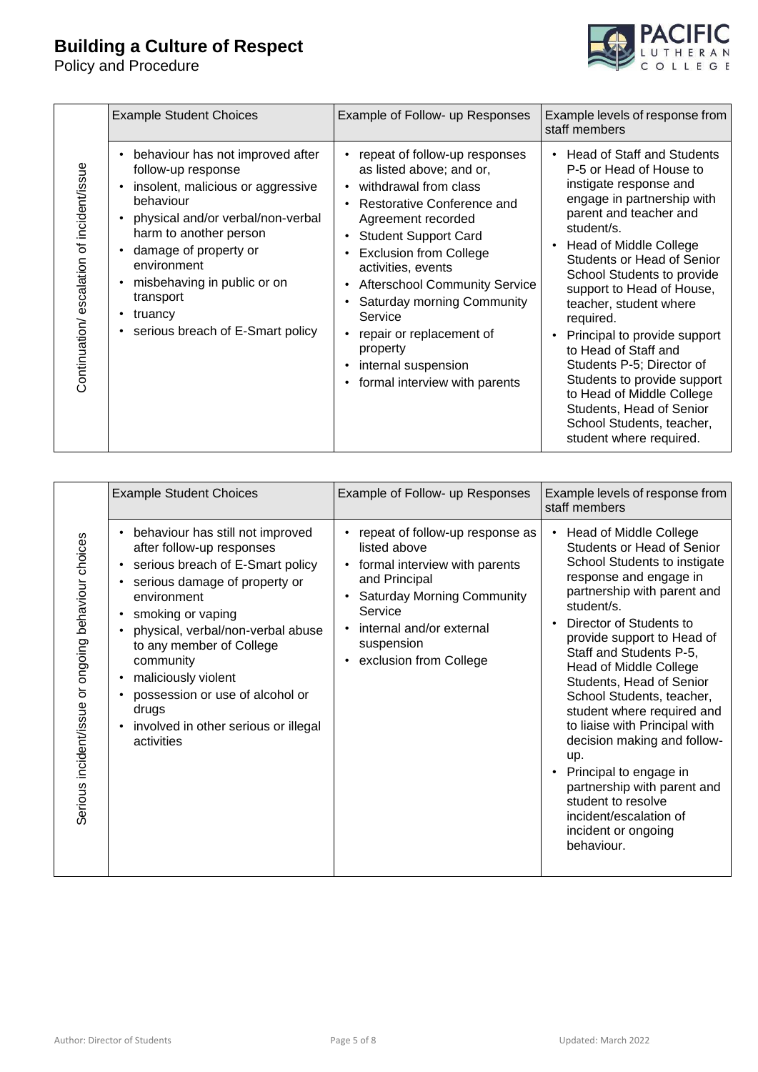| | Example Student Choices | Example of Follow- up Responses | Example levels of response from staff members |
|---|---|---|---|
| Continuation/ escalation of incident/issue | • behaviour has not improved after follow-up response<br>• insolent, malicious or aggressive behaviour<br>• physical and/or verbal/non-verbal harm to another person<br>• damage of property or environment<br>• misbehaving in public or on transport<br>• truancy<br>• serious breach of E-Smart policy | • repeat of follow-up responses as listed above; and or,<br>• withdrawal from class<br>• Restorative Conference and Agreement recorded<br>• Student Support Card<br>• Exclusion from College activities, events<br>• Afterschool Community Service<br>• Saturday morning Community Service<br>• repair or replacement of property<br>• internal suspension<br>• formal interview with parents | • Head of Staff and Students P-5 or Head of House to instigate response and engage in partnership with parent and teacher and student/s.<br>• Head of Middle College Students or Head of Senior School Students to provide support to Head of House, teacher, student where required.<br>• Principal to provide support to Head of Staff and Students P-5; Director of Students to provide support to Head of Middle College Students, Head of Senior School Students, teacher, student where required. |

| | Example Student Choices | Example of Follow- up Responses | Example levels of response from staff members |
|---|---|---|---|
| Serious incident/issue or ongoing behaviour choices | • behaviour has still not improved after follow-up responses<br>• serious breach of E-Smart policy<br>• serious damage of property or environment<br>• smoking or vaping<br>• physical, verbal/non-verbal abuse to any member of College community<br>• maliciously violent<br>• possession or use of alcohol or drugs<br>• involved in other serious or illegal activities | • repeat of follow-up response as listed above<br>• formal interview with parents and Principal<br>• Saturday Morning Community Service<br>• internal and/or external suspension<br>• exclusion from College | • Head of Middle College Students or Head of Senior School Students to instigate response and engage in partnership with parent and student/s.<br>• Director of Students to provide support to Head of Staff and Students P-5, Head of Middle College Students, Head of Senior School Students, teacher, student where required and to liaise with Principal with decision making and follow-up.<br>• Principal to engage in partnership with parent and student to resolve incident/escalation of incident or ongoing behaviour. |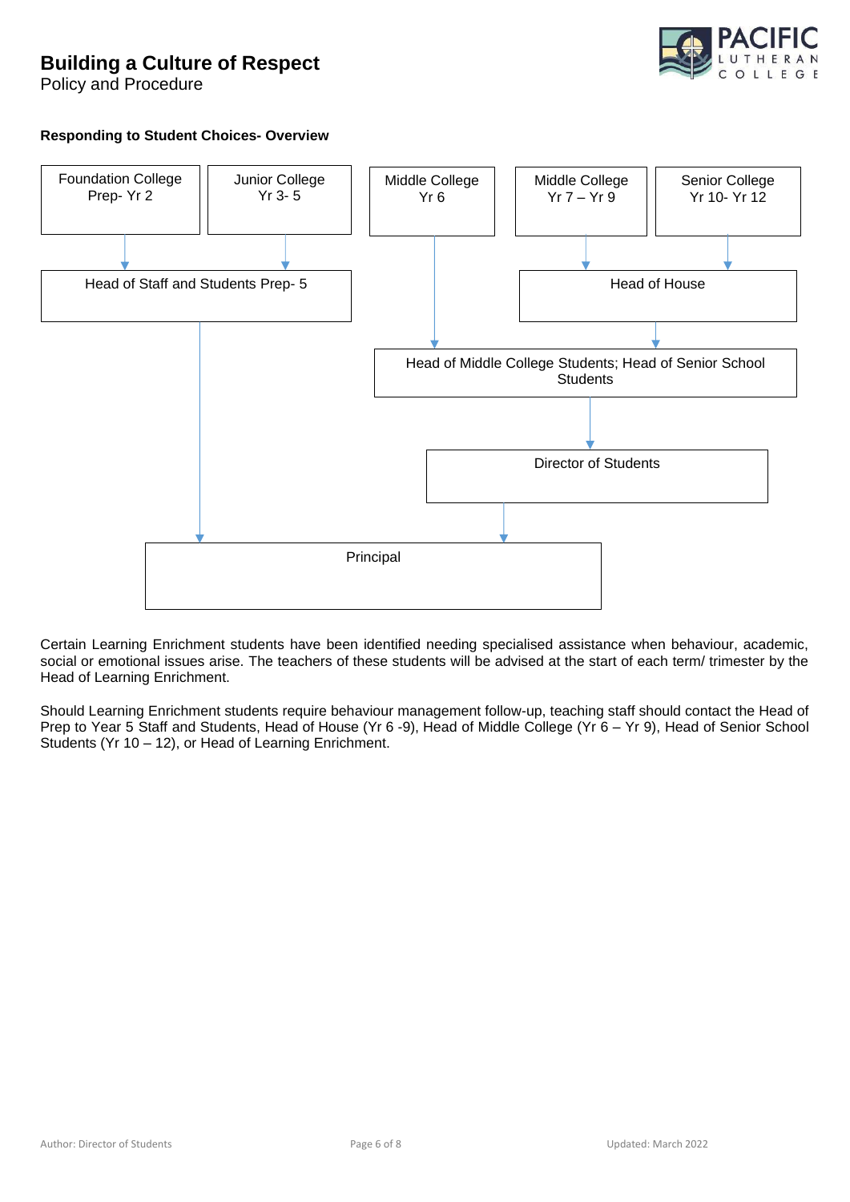**Responding to Student Choices- Overview**

Foundation College Prep- Yr 2 → Head of Staff and Students Prep- 5

Junior College Yr 3- 5 → Head of Staff and Students Prep- 5

Middle College Yr 6 → Head of Middle College Students; Head of Senior School Students

Middle College Yr 7 – Yr 9 → Head of House

Senior College Yr 10- Yr 12 → Head of House

Head of House → Head of Middle College Students; Head of Senior School Students

Head of Middle College Students; Head of Senior School Students → Director of Students

Head of Staff and Students Prep- 5 → Principal

Director of Students → Principal

Certain Learning Enrichment students have been identified needing specialised assistance when behaviour, academic, social or emotional issues arise. The teachers of these students will be advised at the start of each term/ trimester by the Head of Learning Enrichment.

Should Learning Enrichment students require behaviour management follow-up, teaching staff should contact the Head of Prep to Year 5 Staff and Students, Head of House (Yr 6 -9), Head of Middle College (Yr 6 – Yr 9), Head of Senior School Students (Yr 10 – 12), or Head of Learning Enrichment.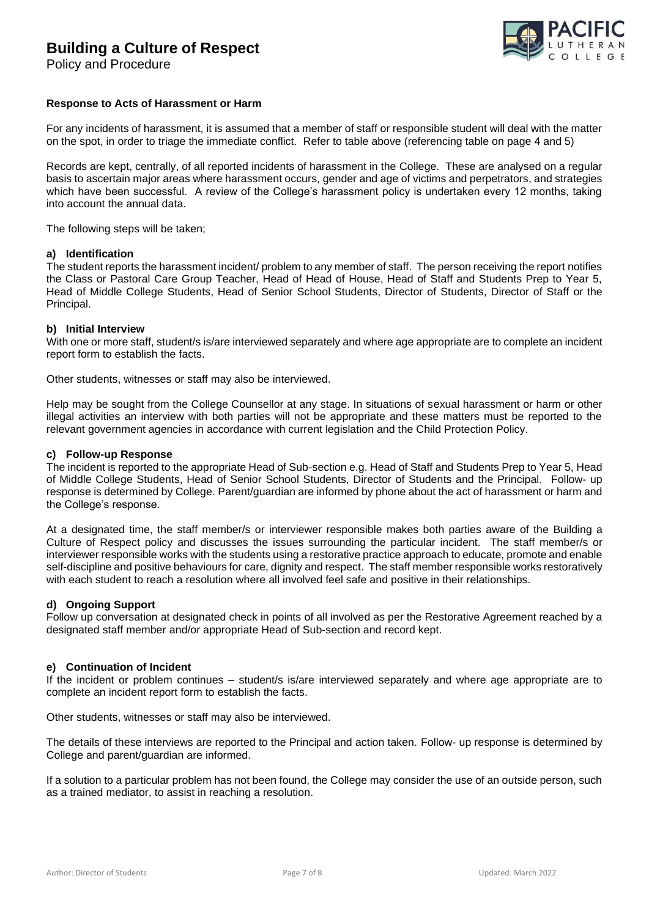### Response to Acts of Harassment or Harm

For any incidents of harassment, it is assumed that a member of staff or responsible student will deal with the matter on the spot, in order to triage the immediate conflict. Refer to table above (referencing table on page 4 and 5)

Records are kept, centrally, of all reported incidents of harassment in the College. These are analysed on a regular basis to ascertain major areas where harassment occurs, gender and age of victims and perpetrators, and strategies which have been successful. A review of the College's harassment policy is undertaken every 12 months, taking into account the annual data.

The following steps will be taken;

#### a) Identification

The student reports the harassment incident/ problem to any member of staff. The person receiving the report notifies the Class or Pastoral Care Group Teacher, Head of Head of House, Head of Staff and Students Prep to Year 5, Head of Middle College Students, Head of Senior School Students, Director of Students, Director of Staff or the Principal.

#### b) Initial Interview

With one or more staff, student/s is/are interviewed separately and where age appropriate are to complete an incident report form to establish the facts.

Other students, witnesses or staff may also be interviewed.

Help may be sought from the College Counsellor at any stage. In situations of sexual harassment or harm or other illegal activities an interview with both parties will not be appropriate and these matters must be reported to the relevant government agencies in accordance with current legislation and the Child Protection Policy.

#### c) Follow-up Response

The incident is reported to the appropriate Head of Sub-section e.g. Head of Staff and Students Prep to Year 5, Head of Middle College Students, Head of Senior School Students, Director of Students and the Principal. Follow- up response is determined by College. Parent/guardian are informed by phone about the act of harassment or harm and the College's response.

At a designated time, the staff member/s or interviewer responsible makes both parties aware of the Building a Culture of Respect policy and discusses the issues surrounding the particular incident. The staff member/s or interviewer responsible works with the students using a restorative practice approach to educate, promote and enable self-discipline and positive behaviours for care, dignity and respect. The staff member responsible works restoratively with each student to reach a resolution where all involved feel safe and positive in their relationships.

#### d) Ongoing Support

Follow up conversation at designated check in points of all involved as per the Restorative Agreement reached by a designated staff member and/or appropriate Head of Sub-section and record kept.

#### e) Continuation of Incident

If the incident or problem continues – student/s is/are interviewed separately and where age appropriate are to complete an incident report form to establish the facts.

Other students, witnesses or staff may also be interviewed.

The details of these interviews are reported to the Principal and action taken. Follow- up response is determined by College and parent/guardian are informed.

If a solution to a particular problem has not been found, the College may consider the use of an outside person, such as a trained mediator, to assist in reaching a resolution.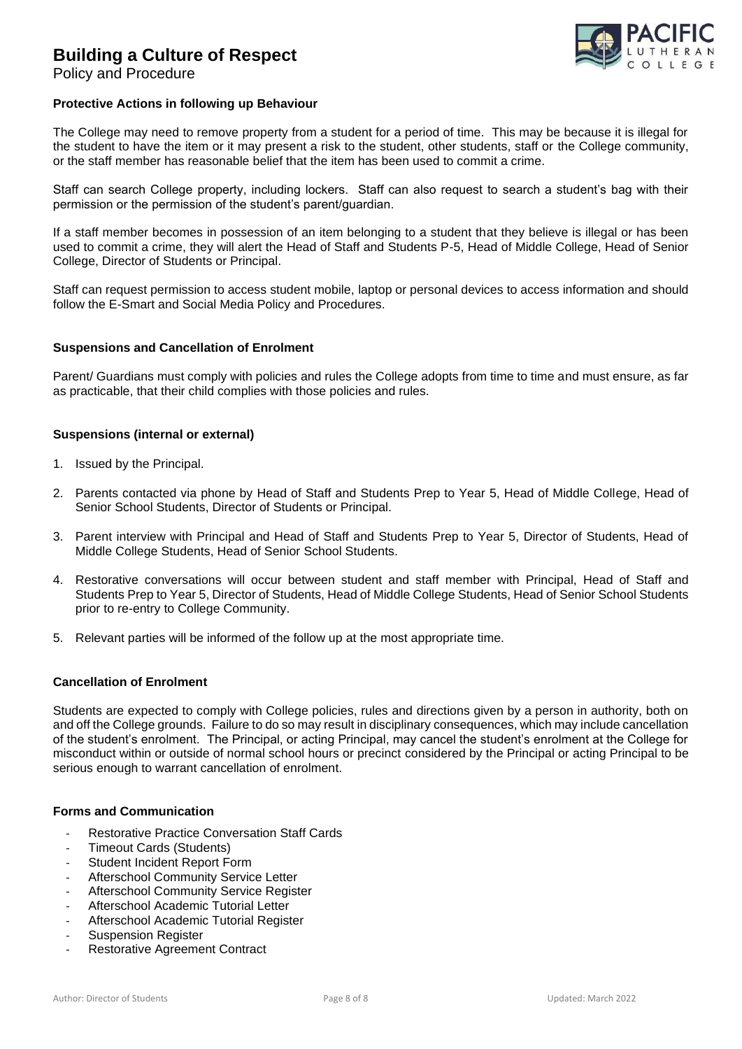### Protective Actions in following up Behaviour

The College may need to remove property from a student for a period of time. This may be because it is illegal for the student to have the item or it may present a risk to the student, other students, staff or the College community, or the staff member has reasonable belief that the item has been used to commit a crime.

Staff can search College property, including lockers. Staff can also request to search a student's bag with their permission or the permission of the student's parent/guardian.

If a staff member becomes in possession of an item belonging to a student that they believe is illegal or has been used to commit a crime, they will alert the Head of Staff and Students P-5, Head of Middle College, Head of Senior College, Director of Students or Principal.

Staff can request permission to access student mobile, laptop or personal devices to access information and should follow the E-Smart and Social Media Policy and Procedures.

### Suspensions and Cancellation of Enrolment

Parent/ Guardians must comply with policies and rules the College adopts from time to time and must ensure, as far as practicable, that their child complies with those policies and rules.

### Suspensions (internal or external)

1. Issued by the Principal.
2. Parents contacted via phone by Head of Staff and Students Prep to Year 5, Head of Middle College, Head of Senior School Students, Director of Students or Principal.
3. Parent interview with Principal and Head of Staff and Students Prep to Year 5, Director of Students, Head of Middle College Students, Head of Senior School Students.
4. Restorative conversations will occur between student and staff member with Principal, Head of Staff and Students Prep to Year 5, Director of Students, Head of Middle College Students, Head of Senior School Students prior to re-entry to College Community.
5. Relevant parties will be informed of the follow up at the most appropriate time.

### Cancellation of Enrolment

Students are expected to comply with College policies, rules and directions given by a person in authority, both on and off the College grounds. Failure to do so may result in disciplinary consequences, which may include cancellation of the student's enrolment. The Principal, or acting Principal, may cancel the student's enrolment at the College for misconduct within or outside of normal school hours or precinct considered by the Principal or acting Principal to be serious enough to warrant cancellation of enrolment.

### Forms and Communication

- Restorative Practice Conversation Staff Cards
- Timeout Cards (Students)
- Student Incident Report Form
- Afterschool Community Service Letter
- Afterschool Community Service Register
- Afterschool Academic Tutorial Letter
- Afterschool Academic Tutorial Register
- Suspension Register
- Restorative Agreement Contract